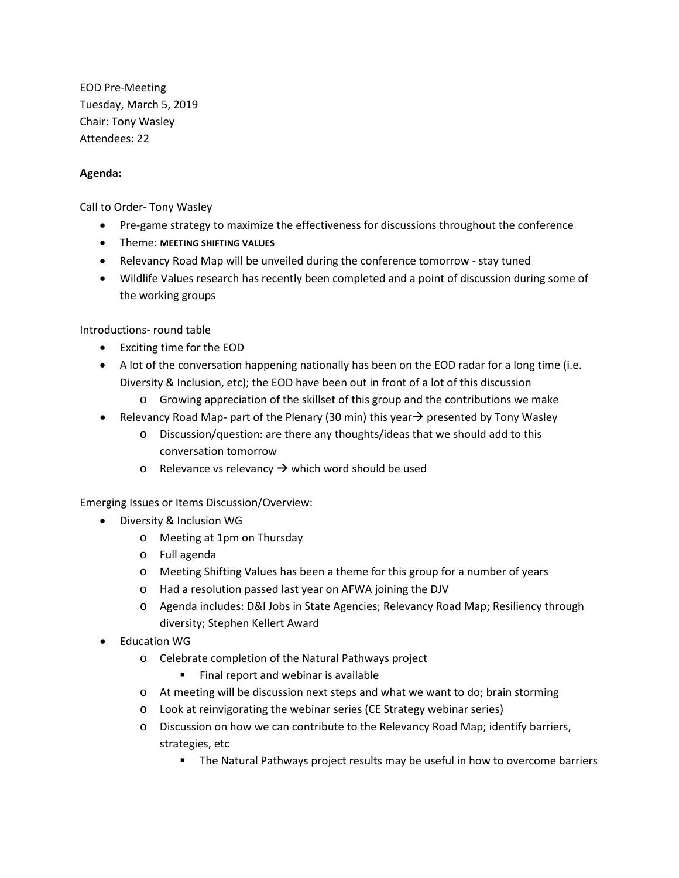EOD Pre-Meeting
Tuesday, March 5, 2019
Chair: Tony Wasley
Attendees: 22

**Agenda:**

Call to Order- Tony Wasley

- Pre-game strategy to maximize the effectiveness for discussions throughout the conference
- Theme: **MEETING SHIFTING VALUES**
- Relevancy Road Map will be unveiled during the conference tomorrow - stay tuned
- Wildlife Values research has recently been completed and a point of discussion during some of the working groups

Introductions- round table

- Exciting time for the EOD
- A lot of the conversation happening nationally has been on the EOD radar for a long time (i.e. Diversity & Inclusion, etc); the EOD have been out in front of a lot of this discussion
  - Growing appreciation of the skillset of this group and the contributions we make
- Relevancy Road Map- part of the Plenary (30 min) this year→ presented by Tony Wasley
  - Discussion/question: are there any thoughts/ideas that we should add to this conversation tomorrow
  - Relevance vs relevancy → which word should be used

Emerging Issues or Items Discussion/Overview:

- Diversity & Inclusion WG
  - Meeting at 1pm on Thursday
  - Full agenda
  - Meeting Shifting Values has been a theme for this group for a number of years
  - Had a resolution passed last year on AFWA joining the DJV
  - Agenda includes: D&I Jobs in State Agencies; Relevancy Road Map; Resiliency through diversity; Stephen Kellert Award
- Education WG
  - Celebrate completion of the Natural Pathways project
    - Final report and webinar is available
  - At meeting will be discussion next steps and what we want to do; brain storming
  - Look at reinvigorating the webinar series (CE Strategy webinar series)
  - Discussion on how we can contribute to the Relevancy Road Map; identify barriers, strategies, etc
    - The Natural Pathways project results may be useful in how to overcome barriers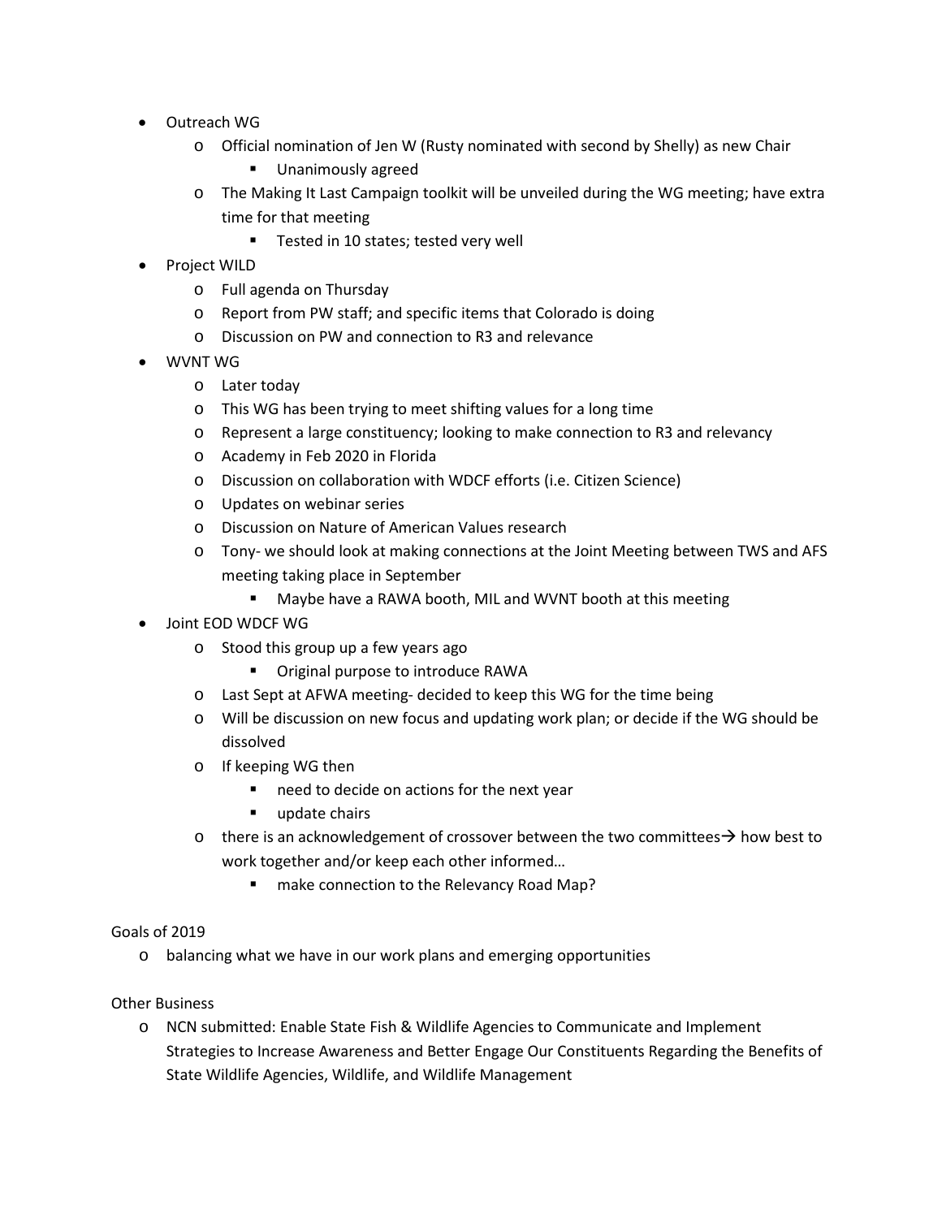- Outreach WG
  - Official nomination of Jen W (Rusty nominated with second by Shelly) as new Chair
    - Unanimously agreed
  - The Making It Last Campaign toolkit will be unveiled during the WG meeting; have extra time for that meeting
    - Tested in 10 states; tested very well
- Project WILD
  - Full agenda on Thursday
  - Report from PW staff; and specific items that Colorado is doing
  - Discussion on PW and connection to R3 and relevance
- WVNT WG
  - Later today
  - This WG has been trying to meet shifting values for a long time
  - Represent a large constituency; looking to make connection to R3 and relevancy
  - Academy in Feb 2020 in Florida
  - Discussion on collaboration with WDCF efforts (i.e. Citizen Science)
  - Updates on webinar series
  - Discussion on Nature of American Values research
  - Tony- we should look at making connections at the Joint Meeting between TWS and AFS meeting taking place in September
    - Maybe have a RAWA booth, MIL and WVNT booth at this meeting
- Joint EOD WDCF WG
  - Stood this group up a few years ago
    - Original purpose to introduce RAWA
  - Last Sept at AFWA meeting- decided to keep this WG for the time being
  - Will be discussion on new focus and updating work plan; or decide if the WG should be dissolved
  - If keeping WG then
    - need to decide on actions for the next year
    - update chairs
  - there is an acknowledgement of crossover between the two committees→ how best to work together and/or keep each other informed…
    - make connection to the Relevancy Road Map?

Goals of 2019

- balancing what we have in our work plans and emerging opportunities

Other Business

- NCN submitted: Enable State Fish & Wildlife Agencies to Communicate and Implement Strategies to Increase Awareness and Better Engage Our Constituents Regarding the Benefits of State Wildlife Agencies, Wildlife, and Wildlife Management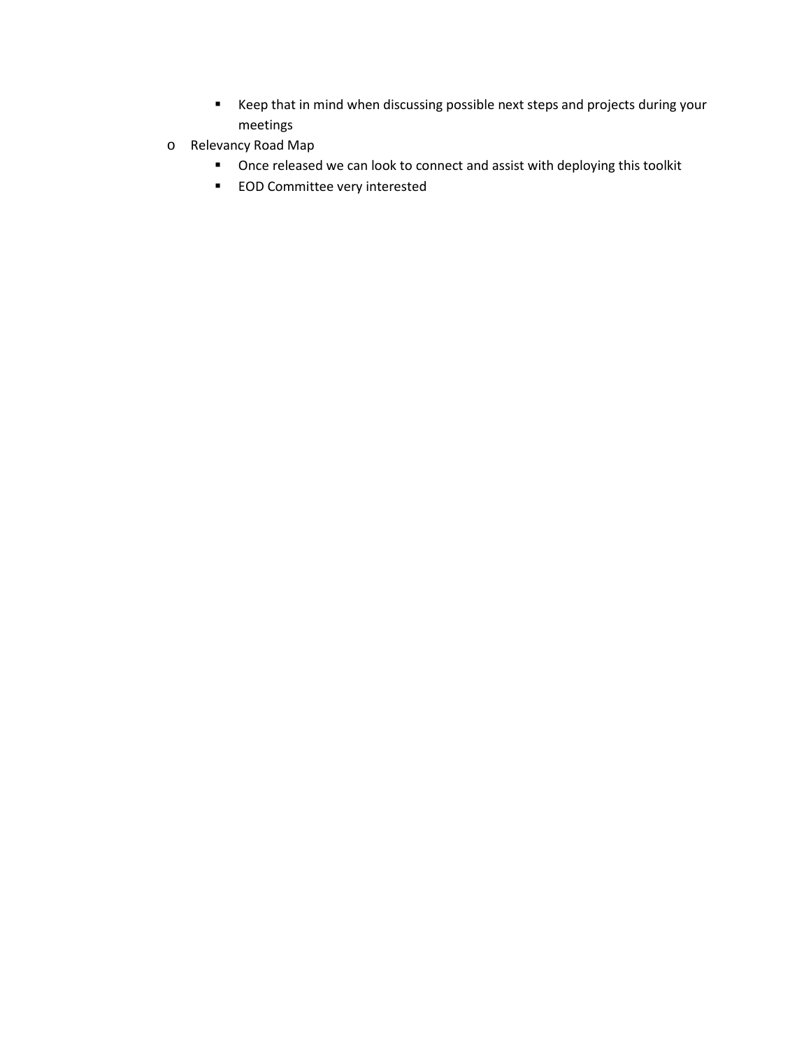- Keep that in mind when discussing possible next steps and projects during your meetings
- Relevancy Road Map
    - Once released we can look to connect and assist with deploying this toolkit
    - EOD Committee very interested